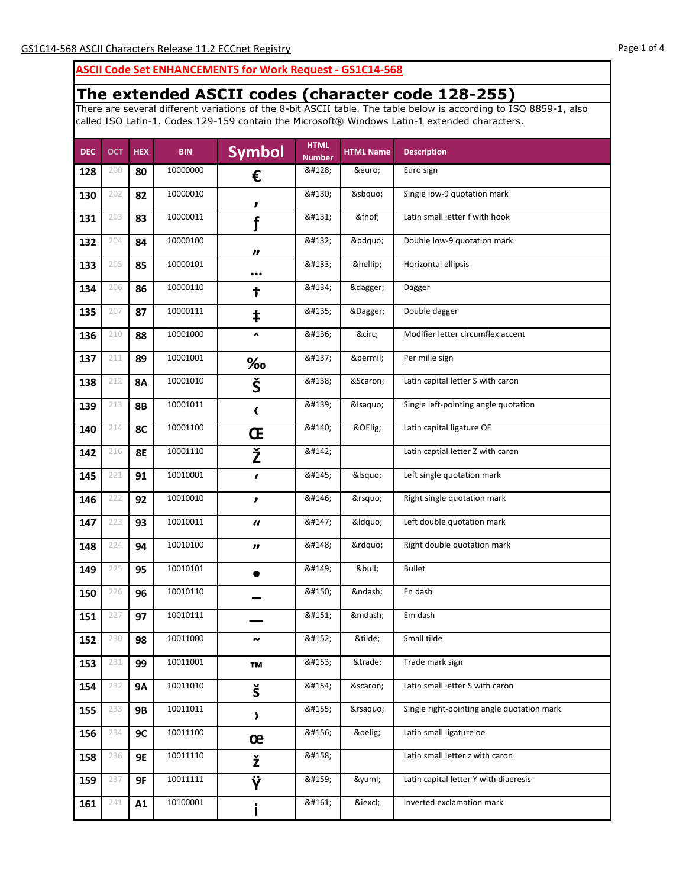## ASCII Code Set ENHANCEMENTS for Work Request - GS1C14-568

# The extended ASCII codes (character code 128-255)

There are several different variations of the 8-bit ASCII table. The table below is according to ISO 8859-1, also called ISO Latin-1. Codes 129-159 contain the Microsoft® Windows Latin-1 extended characters.

| DEC | OCT | HEX | BIN | Symbol | HTML Number | HTML Name | Description |
|---|---|---|---|---|---|---|---|
| 128 | 200 | 80 | 10000000 | € | &#128; | &euro; | Euro sign |
| 130 | 202 | 82 | 10000010 | ‚ | &#130; | &sbquo; | Single low-9 quotation mark |
| 131 | 203 | 83 | 10000011 | ƒ | &#131; | &fnof; | Latin small letter f with hook |
| 132 | 204 | 84 | 10000100 | „ | &#132; | &bdquo; | Double low-9 quotation mark |
| 133 | 205 | 85 | 10000101 | … | &#133; | &hellip; | Horizontal ellipsis |
| 134 | 206 | 86 | 10000110 | † | &#134; | &dagger; | Dagger |
| 135 | 207 | 87 | 10000111 | ‡ | &#135; | &Dagger; | Double dagger |
| 136 | 210 | 88 | 10001000 | ˆ | &#136; | &circ; | Modifier letter circumflex accent |
| 137 | 211 | 89 | 10001001 | ‰ | &#137; | &permil; | Per mille sign |
| 138 | 212 | 8A | 10001010 | Š | &#138; | &Scaron; | Latin capital letter S with caron |
| 139 | 213 | 8B | 10001011 | ‹ | &#139; | &lsaquo; | Single left-pointing angle quotation |
| 140 | 214 | 8C | 10001100 | Œ | &#140; | &OElig; | Latin capital ligature OE |
| 142 | 216 | 8E | 10001110 | Ž | &#142; | | Latin captial letter Z with caron |
| 145 | 221 | 91 | 10010001 | ‘ | &#145; | &lsquo; | Left single quotation mark |
| 146 | 222 | 92 | 10010010 | ’ | &#146; | &rsquo; | Right single quotation mark |
| 147 | 223 | 93 | 10010011 | “ | &#147; | &ldquo; | Left double quotation mark |
| 148 | 224 | 94 | 10010100 | ” | &#148; | &rdquo; | Right double quotation mark |
| 149 | 225 | 95 | 10010101 | • | &#149; | &bull; | Bullet |
| 150 | 226 | 96 | 10010110 | – | &#150; | &ndash; | En dash |
| 151 | 227 | 97 | 10010111 | — | &#151; | &mdash; | Em dash |
| 152 | 230 | 98 | 10011000 | ˜ | &#152; | &tilde; | Small tilde |
| 153 | 231 | 99 | 10011001 | ™ | &#153; | &trade; | Trade mark sign |
| 154 | 232 | 9A | 10011010 | š | &#154; | &scaron; | Latin small letter S with caron |
| 155 | 233 | 9B | 10011011 | › | &#155; | &rsaquo; | Single right-pointing angle quotation mark |
| 156 | 234 | 9C | 10011100 | œ | &#156; | &oelig; | Latin small ligature oe |
| 158 | 236 | 9E | 10011110 | ž | &#158; | | Latin small letter z with caron |
| 159 | 237 | 9F | 10011111 | Ÿ | &#159; | &yuml; | Latin capital letter Y with diaeresis |
| 161 | 241 | A1 | 10100001 | ¡ | &#161; | &iexcl; | Inverted exclamation mark |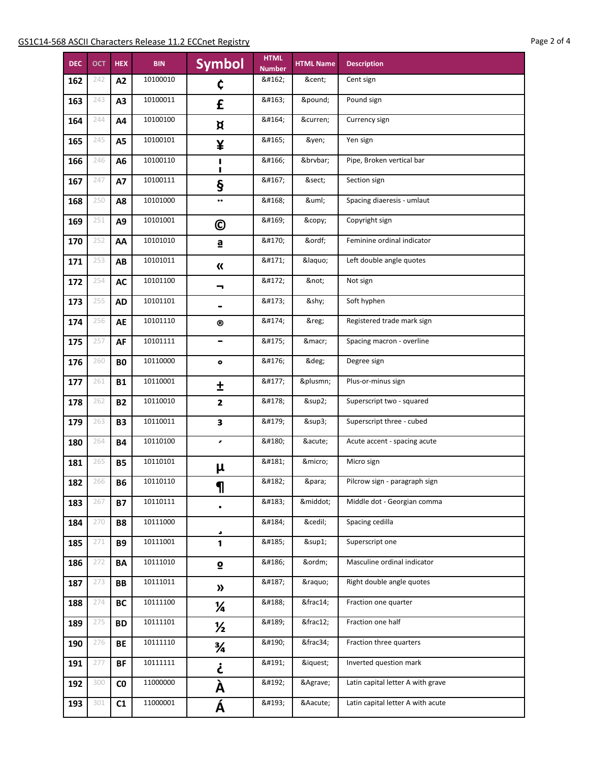| DEC | OCT | HEX | BIN | Symbol | HTML Number | HTML Name | Description |
|---|---|---|---|---|---|---|---|
| 162 | 242 | A2 | 10100010 | ¢ | &#162; | &cent; | Cent sign |
| 163 | 243 | A3 | 10100011 | £ | &#163; | &pound; | Pound sign |
| 164 | 244 | A4 | 10100100 | ¤ | &#164; | &curren; | Currency sign |
| 165 | 245 | A5 | 10100101 | ¥ | &#165; | &yen; | Yen sign |
| 166 | 246 | A6 | 10100110 | ¦ | &#166; | &brvbar; | Pipe, Broken vertical bar |
| 167 | 247 | A7 | 10100111 | § | &#167; | &sect; | Section sign |
| 168 | 250 | A8 | 10101000 | ¨ | &#168; | &uml; | Spacing diaeresis - umlaut |
| 169 | 251 | A9 | 10101001 | © | &#169; | &copy; | Copyright sign |
| 170 | 252 | AA | 10101010 | ª | &#170; | &ordf; | Feminine ordinal indicator |
| 171 | 253 | AB | 10101011 | « | &#171; | &laquo; | Left double angle quotes |
| 172 | 254 | AC | 10101100 | ¬ | &#172; | &not; | Not sign |
| 173 | 255 | AD | 10101101 | - | &#173; | &shy; | Soft hyphen |
| 174 | 256 | AE | 10101110 | ® | &#174; | &reg; | Registered trade mark sign |
| 175 | 257 | AF | 10101111 | ¯ | &#175; | &macr; | Spacing macron - overline |
| 176 | 260 | B0 | 10110000 | ° | &#176; | &deg; | Degree sign |
| 177 | 261 | B1 | 10110001 | ± | &#177; | &plusmn; | Plus-or-minus sign |
| 178 | 262 | B2 | 10110010 | ² | &#178; | &sup2; | Superscript two - squared |
| 179 | 263 | B3 | 10110011 | ³ | &#179; | &sup3; | Superscript three - cubed |
| 180 | 264 | B4 | 10110100 | ´ | &#180; | &acute; | Acute accent - spacing acute |
| 181 | 265 | B5 | 10110101 | µ | &#181; | &micro; | Micro sign |
| 182 | 266 | B6 | 10110110 | ¶ | &#182; | &para; | Pilcrow sign - paragraph sign |
| 183 | 267 | B7 | 10110111 | · | &#183; | &middot; | Middle dot - Georgian comma |
| 184 | 270 | B8 | 10111000 | ¸ | &#184; | &cedil; | Spacing cedilla |
| 185 | 271 | B9 | 10111001 | ¹ | &#185; | &sup1; | Superscript one |
| 186 | 272 | BA | 10111010 | º | &#186; | &ordm; | Masculine ordinal indicator |
| 187 | 273 | BB | 10111011 | » | &#187; | &raquo; | Right double angle quotes |
| 188 | 274 | BC | 10111100 | ¼ | &#188; | &frac14; | Fraction one quarter |
| 189 | 275 | BD | 10111101 | ½ | &#189; | &frac12; | Fraction one half |
| 190 | 276 | BE | 10111110 | ¾ | &#190; | &frac34; | Fraction three quarters |
| 191 | 277 | BF | 10111111 | ¿ | &#191; | &iquest; | Inverted question mark |
| 192 | 300 | C0 | 11000000 | À | &#192; | &Agrave; | Latin capital letter A with grave |
| 193 | 301 | C1 | 11000001 | Á | &#193; | &Aacute; | Latin capital letter A with acute |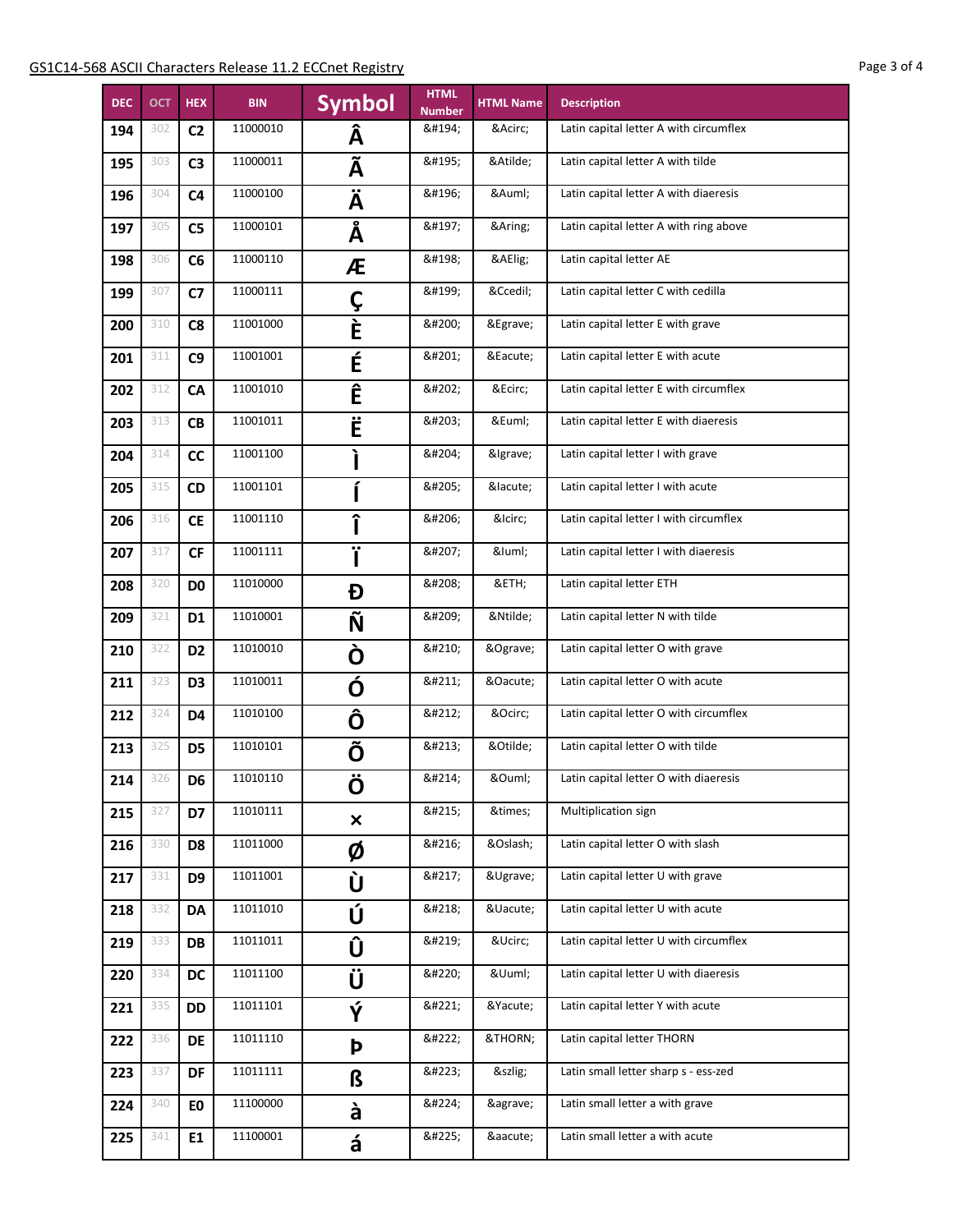| DEC | OCT | HEX | BIN | Symbol | HTML Number | HTML Name | Description |
|---|---|---|---|---|---|---|---|
| 194 | 302 | C2 | 11000010 | Â | &#194; | &Acirc; | Latin capital letter A with circumflex |
| 195 | 303 | C3 | 11000011 | Ã | &#195; | &Atilde; | Latin capital letter A with tilde |
| 196 | 304 | C4 | 11000100 | Ä | &#196; | &Auml; | Latin capital letter A with diaeresis |
| 197 | 305 | C5 | 11000101 | Å | &#197; | &Aring; | Latin capital letter A with ring above |
| 198 | 306 | C6 | 11000110 | Æ | &#198; | &AElig; | Latin capital letter AE |
| 199 | 307 | C7 | 11000111 | Ç | &#199; | &Ccedil; | Latin capital letter C with cedilla |
| 200 | 310 | C8 | 11001000 | È | &#200; | &Egrave; | Latin capital letter E with grave |
| 201 | 311 | C9 | 11001001 | É | &#201; | &Eacute; | Latin capital letter E with acute |
| 202 | 312 | CA | 11001010 | Ê | &#202; | &Ecirc; | Latin capital letter E with circumflex |
| 203 | 313 | CB | 11001011 | Ë | &#203; | &Euml; | Latin capital letter E with diaeresis |
| 204 | 314 | CC | 11001100 | Ì | &#204; | &Igrave; | Latin capital letter I with grave |
| 205 | 315 | CD | 11001101 | Í | &#205; | &Iacute; | Latin capital letter I with acute |
| 206 | 316 | CE | 11001110 | Î | &#206; | &Icirc; | Latin capital letter I with circumflex |
| 207 | 317 | CF | 11001111 | Ï | &#207; | &Iuml; | Latin capital letter I with diaeresis |
| 208 | 320 | D0 | 11010000 | Ð | &#208; | &ETH; | Latin capital letter ETH |
| 209 | 321 | D1 | 11010001 | Ñ | &#209; | &Ntilde; | Latin capital letter N with tilde |
| 210 | 322 | D2 | 11010010 | Ò | &#210; | &Ograve; | Latin capital letter O with grave |
| 211 | 323 | D3 | 11010011 | Ó | &#211; | &Oacute; | Latin capital letter O with acute |
| 212 | 324 | D4 | 11010100 | Ô | &#212; | &Ocirc; | Latin capital letter O with circumflex |
| 213 | 325 | D5 | 11010101 | Õ | &#213; | &Otilde; | Latin capital letter O with tilde |
| 214 | 326 | D6 | 11010110 | Ö | &#214; | &Ouml; | Latin capital letter O with diaeresis |
| 215 | 327 | D7 | 11010111 | × | &#215; | &times; | Multiplication sign |
| 216 | 330 | D8 | 11011000 | Ø | &#216; | &Oslash; | Latin capital letter O with slash |
| 217 | 331 | D9 | 11011001 | Ù | &#217; | &Ugrave; | Latin capital letter U with grave |
| 218 | 332 | DA | 11011010 | Ú | &#218; | &Uacute; | Latin capital letter U with acute |
| 219 | 333 | DB | 11011011 | Û | &#219; | &Ucirc; | Latin capital letter U with circumflex |
| 220 | 334 | DC | 11011100 | Ü | &#220; | &Uuml; | Latin capital letter U with diaeresis |
| 221 | 335 | DD | 11011101 | Ý | &#221; | &Yacute; | Latin capital letter Y with acute |
| 222 | 336 | DE | 11011110 | Þ | &#222; | &THORN; | Latin capital letter THORN |
| 223 | 337 | DF | 11011111 | ß | &#223; | &szlig; | Latin small letter sharp s - ess-zed |
| 224 | 340 | E0 | 11100000 | à | &#224; | &agrave; | Latin small letter a with grave |
| 225 | 341 | E1 | 11100001 | á | &#225; | &aacute; | Latin small letter a with acute |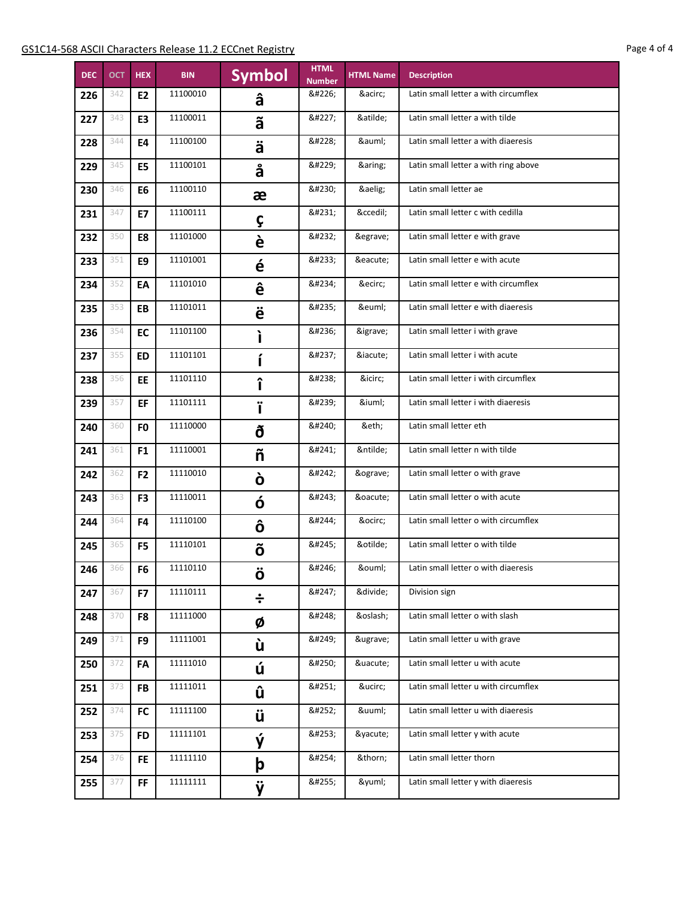| DEC | OCT | HEX | BIN | Symbol | HTML Number | HTML Name | Description |
|---|---|---|---|---|---|---|---|
| 226 | 342 | E2 | 11100010 | â | &#226; | &acirc; | Latin small letter a with circumflex |
| 227 | 343 | E3 | 11100011 | ã | &#227; | &atilde; | Latin small letter a with tilde |
| 228 | 344 | E4 | 11100100 | ä | &#228; | &auml; | Latin small letter a with diaeresis |
| 229 | 345 | E5 | 11100101 | å | &#229; | &aring; | Latin small letter a with ring above |
| 230 | 346 | E6 | 11100110 | æ | &#230; | &aelig; | Latin small letter ae |
| 231 | 347 | E7 | 11100111 | ç | &#231; | &ccedil; | Latin small letter c with cedilla |
| 232 | 350 | E8 | 11101000 | è | &#232; | &egrave; | Latin small letter e with grave |
| 233 | 351 | E9 | 11101001 | é | &#233; | &eacute; | Latin small letter e with acute |
| 234 | 352 | EA | 11101010 | ê | &#234; | &ecirc; | Latin small letter e with circumflex |
| 235 | 353 | EB | 11101011 | ë | &#235; | &euml; | Latin small letter e with diaeresis |
| 236 | 354 | EC | 11101100 | ì | &#236; | &igrave; | Latin small letter i with grave |
| 237 | 355 | ED | 11101101 | í | &#237; | &iacute; | Latin small letter i with acute |
| 238 | 356 | EE | 11101110 | î | &#238; | &icirc; | Latin small letter i with circumflex |
| 239 | 357 | EF | 11101111 | ï | &#239; | &iuml; | Latin small letter i with diaeresis |
| 240 | 360 | F0 | 11110000 | ð | &#240; | &eth; | Latin small letter eth |
| 241 | 361 | F1 | 11110001 | ñ | &#241; | &ntilde; | Latin small letter n with tilde |
| 242 | 362 | F2 | 11110010 | ò | &#242; | &ograve; | Latin small letter o with grave |
| 243 | 363 | F3 | 11110011 | ó | &#243; | &oacute; | Latin small letter o with acute |
| 244 | 364 | F4 | 11110100 | ô | &#244; | &ocirc; | Latin small letter o with circumflex |
| 245 | 365 | F5 | 11110101 | õ | &#245; | &otilde; | Latin small letter o with tilde |
| 246 | 366 | F6 | 11110110 | ö | &#246; | &ouml; | Latin small letter o with diaeresis |
| 247 | 367 | F7 | 11110111 | ÷ | &#247; | &divide; | Division sign |
| 248 | 370 | F8 | 11111000 | ø | &#248; | &oslash; | Latin small letter o with slash |
| 249 | 371 | F9 | 11111001 | ù | &#249; | &ugrave; | Latin small letter u with grave |
| 250 | 372 | FA | 11111010 | ú | &#250; | &uacute; | Latin small letter u with acute |
| 251 | 373 | FB | 11111011 | û | &#251; | &ucirc; | Latin small letter u with circumflex |
| 252 | 374 | FC | 11111100 | ü | &#252; | &uuml; | Latin small letter u with diaeresis |
| 253 | 375 | FD | 11111101 | ý | &#253; | &yacute; | Latin small letter y with acute |
| 254 | 376 | FE | 11111110 | þ | &#254; | &thorn; | Latin small letter thorn |
| 255 | 377 | FF | 11111111 | ÿ | &#255; | &yuml; | Latin small letter y with diaeresis |